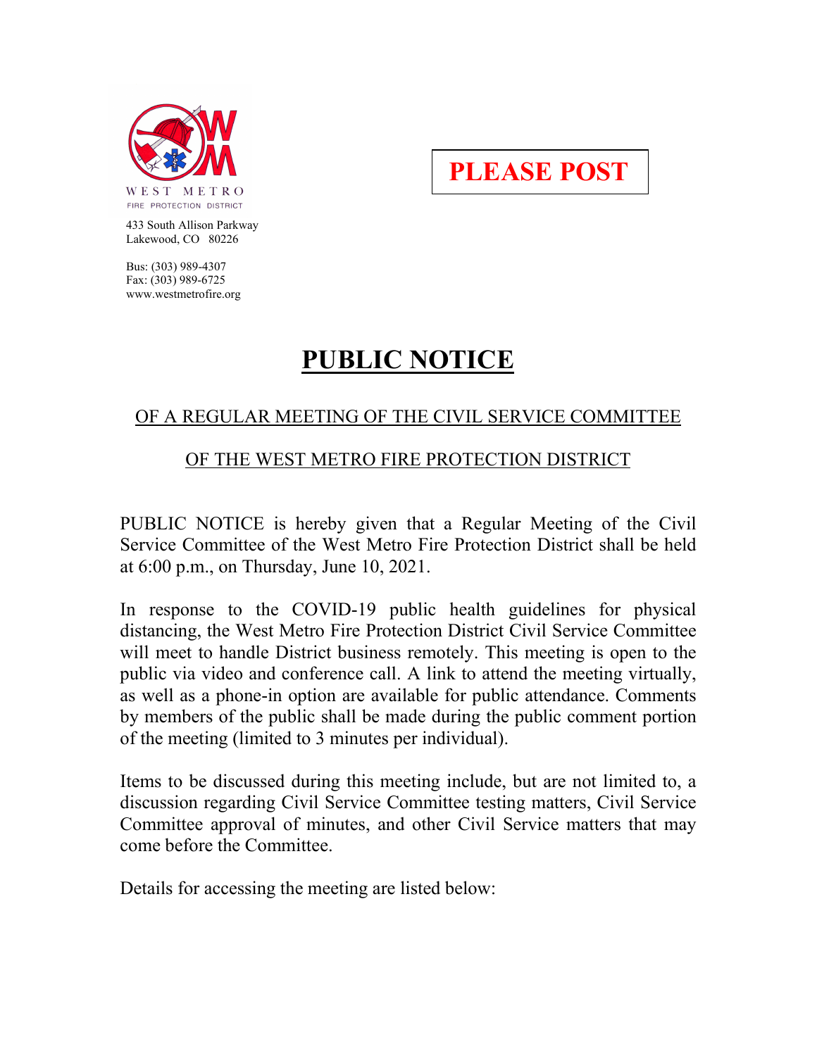WEST METRO
FIRE PROTECTION DISTRICT

433 South Allison Parkway
Lakewood, CO 80226

Bus: (303) 989-4307
Fax: (303) 989-6725
www.westmetrofire.org

**PLEASE POST**

# PUBLIC NOTICE

## OF A REGULAR MEETING OF THE CIVIL SERVICE COMMITTEE

## OF THE WEST METRO FIRE PROTECTION DISTRICT

PUBLIC NOTICE is hereby given that a Regular Meeting of the Civil Service Committee of the West Metro Fire Protection District shall be held at 6:00 p.m., on Thursday, June 10, 2021.

In response to the COVID-19 public health guidelines for physical distancing, the West Metro Fire Protection District Civil Service Committee will meet to handle District business remotely. This meeting is open to the public via video and conference call. A link to attend the meeting virtually, as well as a phone-in option are available for public attendance. Comments by members of the public shall be made during the public comment portion of the meeting (limited to 3 minutes per individual).

Items to be discussed during this meeting include, but are not limited to, a discussion regarding Civil Service Committee testing matters, Civil Service Committee approval of minutes, and other Civil Service matters that may come before the Committee.

Details for accessing the meeting are listed below: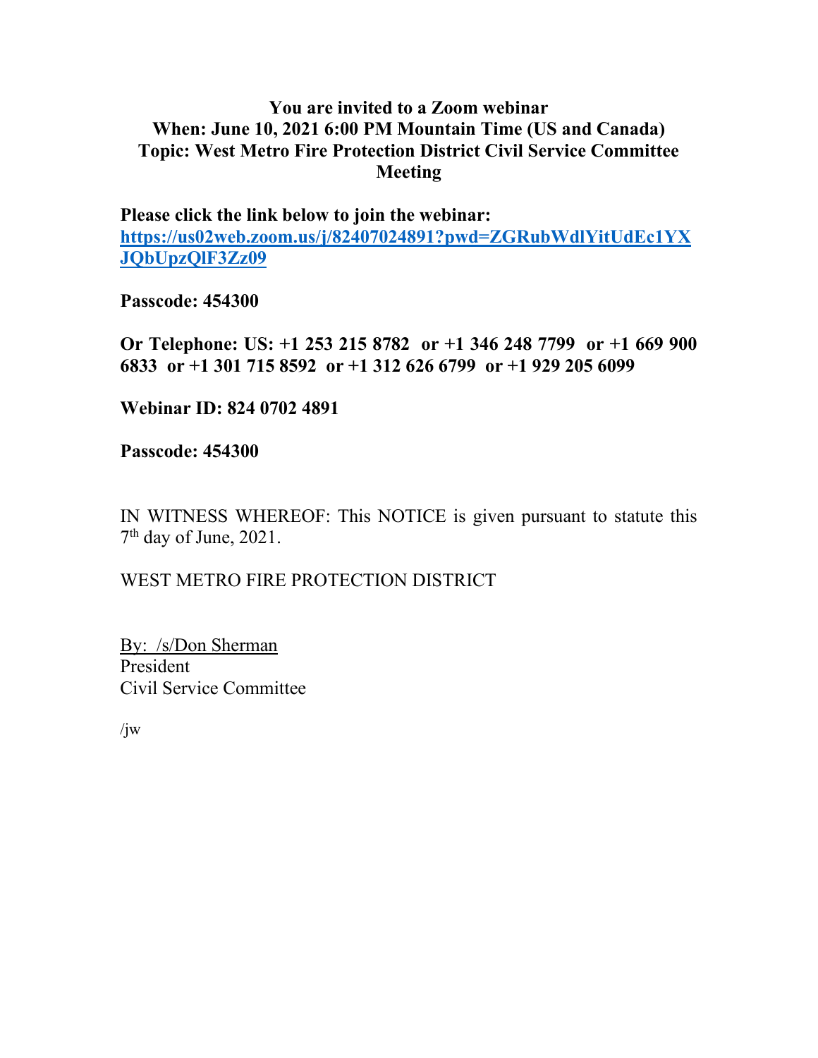**You are invited to a Zoom webinar**
**When: June 10, 2021 6:00 PM Mountain Time (US and Canada)**
**Topic: West Metro Fire Protection District Civil Service Committee Meeting**

**Please click the link below to join the webinar:**
**https://us02web.zoom.us/j/82407024891?pwd=ZGRubWdlYitUdEc1YXJQbUpzQlF3Zz09**

**Passcode: 454300**

**Or Telephone: US: +1 253 215 8782 or +1 346 248 7799 or +1 669 900 6833 or +1 301 715 8592 or +1 312 626 6799 or +1 929 205 6099**

**Webinar ID: 824 0702 4891**

**Passcode: 454300**

IN WITNESS WHEREOF: This NOTICE is given pursuant to statute this 7th day of June, 2021.

WEST METRO FIRE PROTECTION DISTRICT

By: /s/Don Sherman
President
Civil Service Committee

/jw